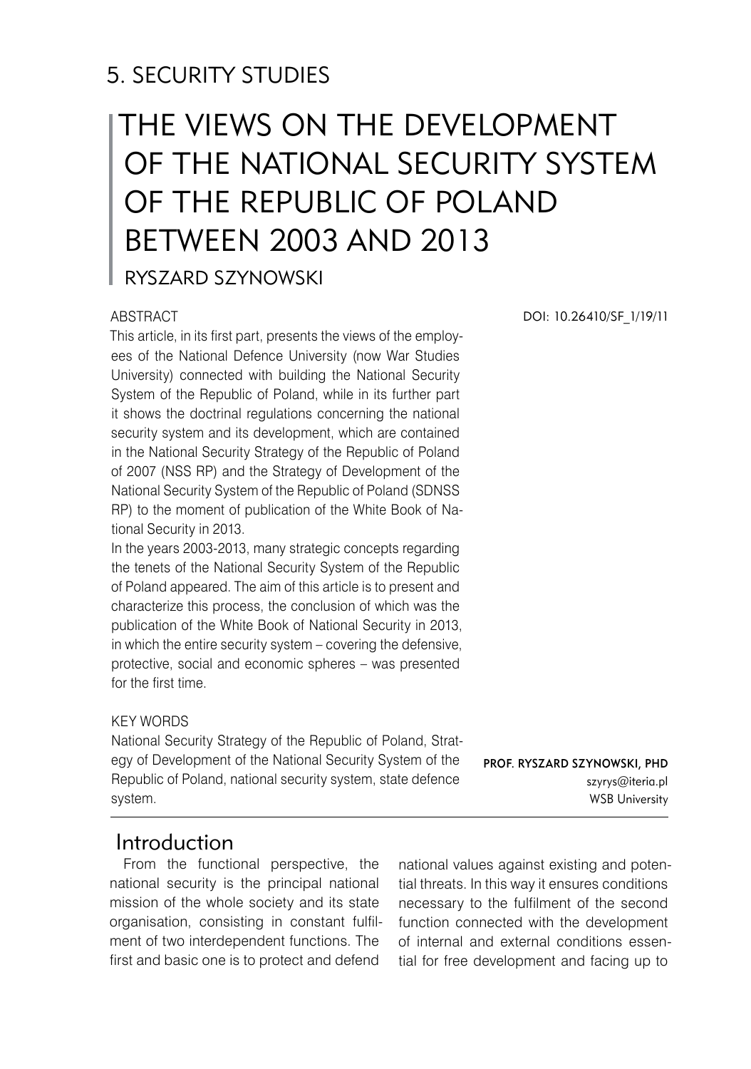## 5. SECURITY STUDIES

# THE VIEWS ON THE DEVELOPMENT OF THE NATIONAL SECURITY SYSTEM OF THE REPUBLIC OF POLAND BETWEEN 2003 AND 2013

RYSZARD SZYNOWSKI

DOI: 10.26410/SF_1/19/11

**ABSTRACT**

This article, in its first part, presents the views of the employees of the National Defence University (now War Studies University) connected with building the National Security System of the Republic of Poland, while in its further part it shows the doctrinal regulations concerning the national security system and its development, which are contained in the National Security Strategy of the Republic of Poland of 2007 (NSS RP) and the Strategy of Development of the National Security System of the Republic of Poland (SDNSS RP) to the moment of publication of the White Book of National Security in 2013.

In the years 2003-2013, many strategic concepts regarding the tenets of the National Security System of the Republic of Poland appeared. The aim of this article is to present and characterize this process, the conclusion of which was the publication of the White Book of National Security in 2013, in which the entire security system – covering the defensive, protective, social and economic spheres – was presented for the first time.

**KEY WORDS**

National Security Strategy of the Republic of Poland, Strategy of Development of the National Security System of the Republic of Poland, national security system, state defence system.

**PROF. RYSZARD SZYNOWSKI, PHD**
szyrys@iteria.pl
WSB University

## Introduction

From the functional perspective, the national security is the principal national mission of the whole society and its state organisation, consisting in constant fulfilment of two interdependent functions. The first and basic one is to protect and defend national values against existing and potential threats. In this way it ensures conditions necessary to the fulfilment of the second function connected with the development of internal and external conditions essential for free development and facing up to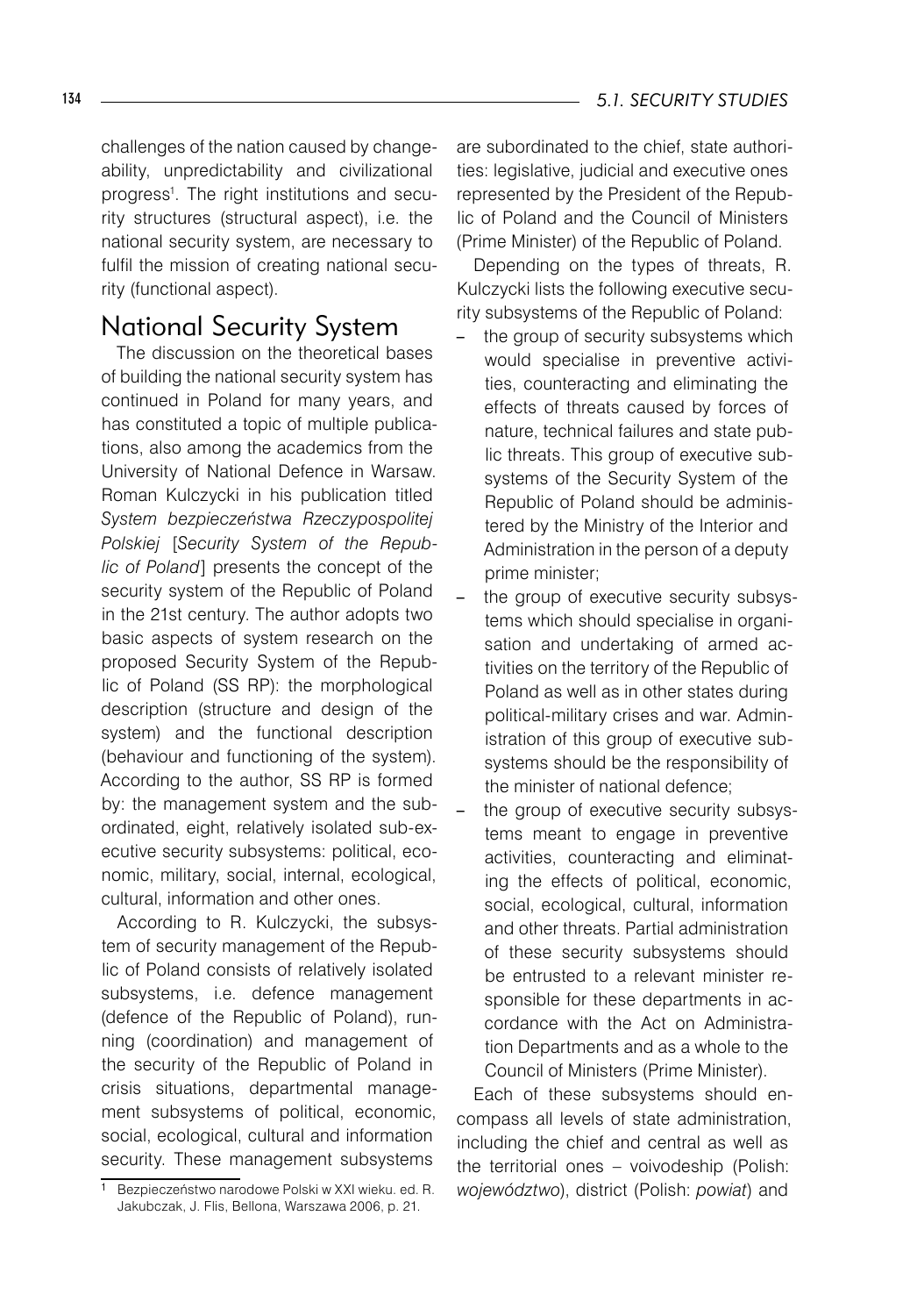challenges of the nation caused by changeability, unpredictability and civilizational progress[1]. The right institutions and security structures (structural aspect), i.e. the national security system, are necessary to fulfil the mission of creating national security (functional aspect).

## National Security System

The discussion on the theoretical bases of building the national security system has continued in Poland for many years, and has constituted a topic of multiple publications, also among the academics from the University of National Defence in Warsaw. Roman Kulczycki in his publication titled *System bezpieczeństwa Rzeczypospolitej Polskiej* [*Security System of the Republic of Poland*] presents the concept of the security system of the Republic of Poland in the 21st century. The author adopts two basic aspects of system research on the proposed Security System of the Republic of Poland (SS RP): the morphological description (structure and design of the system) and the functional description (behaviour and functioning of the system). According to the author, SS RP is formed by: the management system and the subordinated, eight, relatively isolated sub-executive security subsystems: political, economic, military, social, internal, ecological, cultural, information and other ones.

According to R. Kulczycki, the subsystem of security management of the Republic of Poland consists of relatively isolated subsystems, i.e. defence management (defence of the Republic of Poland), running (coordination) and management of the security of the Republic of Poland in crisis situations, departmental management subsystems of political, economic, social, ecological, cultural and information security. These management subsystems are subordinated to the chief, state authorities: legislative, judicial and executive ones represented by the President of the Republic of Poland and the Council of Ministers (Prime Minister) of the Republic of Poland.

Depending on the types of threats, R. Kulczycki lists the following executive security subsystems of the Republic of Poland:

- the group of security subsystems which would specialise in preventive activities, counteracting and eliminating the effects of threats caused by forces of nature, technical failures and state public threats. This group of executive subsystems of the Security System of the Republic of Poland should be administered by the Ministry of the Interior and Administration in the person of a deputy prime minister;
- the group of executive security subsystems which should specialise in organisation and undertaking of armed activities on the territory of the Republic of Poland as well as in other states during political-military crises and war. Administration of this group of executive subsystems should be the responsibility of the minister of national defence;
- the group of executive security subsystems meant to engage in preventive activities, counteracting and eliminating the effects of political, economic, social, ecological, cultural, information and other threats. Partial administration of these security subsystems should be entrusted to a relevant minister responsible for these departments in accordance with the Act on Administration Departments and as a whole to the Council of Ministers (Prime Minister).

Each of these subsystems should encompass all levels of state administration, including the chief and central as well as the territorial ones – voivodeship (Polish: *województwo*), district (Polish: *powiat*) and

[1] Bezpieczeństwo narodowe Polski w XXI wieku. ed. R. Jakubczak, J. Flis, Bellona, Warszawa 2006, p. 21.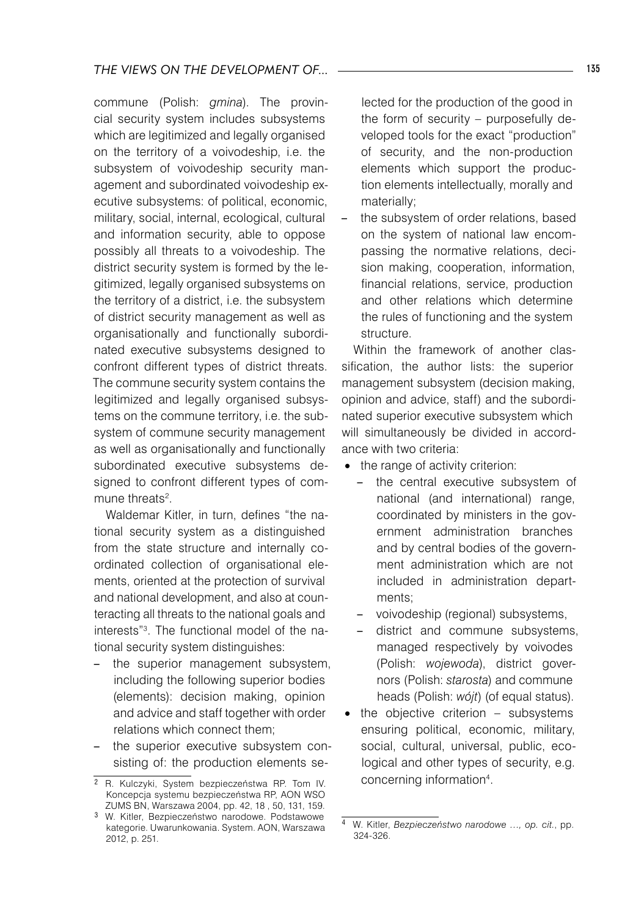commune (Polish: *gmina*). The provincial security system includes subsystems which are legitimized and legally organised on the territory of a voivodeship, i.e. the subsystem of voivodeship security management and subordinated voivodeship executive subsystems: of political, economic, military, social, internal, ecological, cultural and information security, able to oppose possibly all threats to a voivodeship. The district security system is formed by the legitimized, legally organised subsystems on the territory of a district, i.e. the subsystem of district security management as well as organisationally and functionally subordinated executive subsystems designed to confront different types of district threats. The commune security system contains the legitimized and legally organised subsystems on the commune territory, i.e. the subsystem of commune security management as well as organisationally and functionally subordinated executive subsystems designed to confront different types of commune threats[2].

Waldemar Kitler, in turn, defines "the national security system as a distinguished from the state structure and internally coordinated collection of organisational elements, oriented at the protection of survival and national development, and also at counteracting all threats to the national goals and interests"[3]. The functional model of the national security system distinguishes:

- the superior management subsystem, including the following superior bodies (elements): decision making, opinion and advice and staff together with order relations which connect them;
- the superior executive subsystem consisting of: the production elements selected for the production of the good in the form of security – purposefully developed tools for the exact "production" of security, and the non-production elements which support the production elements intellectually, morally and materially;
- the subsystem of order relations, based on the system of national law encompassing the normative relations, decision making, cooperation, information, financial relations, service, production and other relations which determine the rules of functioning and the system structure.

Within the framework of another classification, the author lists: the superior management subsystem (decision making, opinion and advice, staff) and the subordinated superior executive subsystem which will simultaneously be divided in accordance with two criteria:

- the range of activity criterion:
  - the central executive subsystem of national (and international) range, coordinated by ministers in the government administration branches and by central bodies of the government administration which are not included in administration departments;
  - voivodeship (regional) subsystems,
  - district and commune subsystems, managed respectively by voivodes (Polish: *wojewoda*), district governors (Polish: *starosta*) and commune heads (Polish: *wójt*) (of equal status).
- the objective criterion – subsystems ensuring political, economic, military, social, cultural, universal, public, ecological and other types of security, e.g. concerning information[4].

---

[2] R. Kulczyki, System bezpieczeństwa RP. Tom IV. Koncepcja systemu bezpieczeństwa RP, AON WSO ZUMS BN, Warszawa 2004, pp. 42, 18 , 50, 131, 159.

[3] W. Kitler, Bezpieczeństwo narodowe. Podstawowe kategorie. Uwarunkowania. System. AON, Warszawa 2012, p. 251.

[4] W. Kitler, *Bezpieczeństwo narodowe …, op. cit.*, pp. 324-326.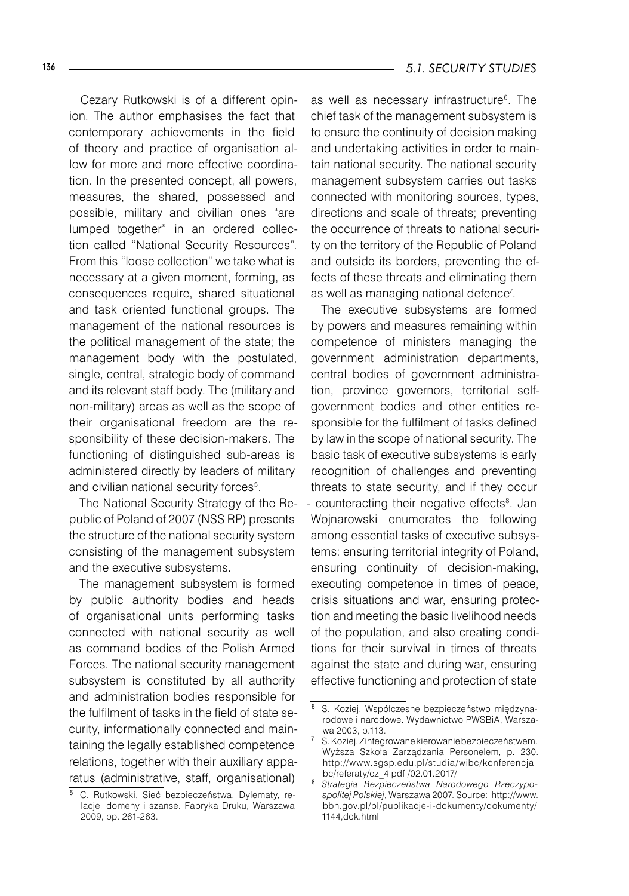Cezary Rutkowski is of a different opinion. The author emphasises the fact that contemporary achievements in the field of theory and practice of organisation allow for more and more effective coordination. In the presented concept, all powers, measures, the shared, possessed and possible, military and civilian ones "are lumped together" in an ordered collection called "National Security Resources". From this "loose collection" we take what is necessary at a given moment, forming, as consequences require, shared situational and task oriented functional groups. The management of the national resources is the political management of the state; the management body with the postulated, single, central, strategic body of command and its relevant staff body. The (military and non-military) areas as well as the scope of their organisational freedom are the responsibility of these decision-makers. The functioning of distinguished sub-areas is administered directly by leaders of military and civilian national security forces[5].

The National Security Strategy of the Republic of Poland of 2007 (NSS RP) presents the structure of the national security system consisting of the management subsystem and the executive subsystems.

The management subsystem is formed by public authority bodies and heads of organisational units performing tasks connected with national security as well as command bodies of the Polish Armed Forces. The national security management subsystem is constituted by all authority and administration bodies responsible for the fulfilment of tasks in the field of state security, informationally connected and maintaining the legally established competence relations, together with their auxiliary apparatus (administrative, staff, organisational) as well as necessary infrastructure[6]. The chief task of the management subsystem is to ensure the continuity of decision making and undertaking activities in order to maintain national security. The national security management subsystem carries out tasks connected with monitoring sources, types, directions and scale of threats; preventing the occurrence of threats to national security on the territory of the Republic of Poland and outside its borders, preventing the effects of these threats and eliminating them as well as managing national defence[7].

The executive subsystems are formed by powers and measures remaining within competence of ministers managing the government administration departments, central bodies of government administration, province governors, territorial self-government bodies and other entities responsible for the fulfilment of tasks defined by law in the scope of national security. The basic task of executive subsystems is early recognition of challenges and preventing threats to state security, and if they occur - counteracting their negative effects[8]. Jan Wojnarowski enumerates the following among essential tasks of executive subsystems: ensuring territorial integrity of Poland, ensuring continuity of decision-making, executing competence in times of peace, crisis situations and war, ensuring protection and meeting the basic livelihood needs of the population, and also creating conditions for their survival in times of threats against the state and during war, ensuring effective functioning and protection of state

---

[5] C. Rutkowski, Sieć bezpieczeństwa. Dylematy, relacje, domeny i szanse. Fabryka Druku, Warszawa 2009, pp. 261-263.

[6] S. Koziej, Współczesne bezpieczeństwo międzynarodowe i narodowe. Wydawnictwo PWSBiA, Warszawa 2003, p.113.

[7] S. Koziej, Zintegrowane kierowanie bezpieczeństwem. Wyższa Szkoła Zarządzania Personelem, p. 230. http://www.sgsp.edu.pl/studia/wibc/konferencja_bc/referaty/cz_4.pdf /02.01.2017/

[8] *Strategia Bezpieczeństwa Narodowego Rzeczypospolitej Polskiej*, Warszawa 2007. Source: http://www.bbn.gov.pl/pl/publikacje-i-dokumenty/dokumenty/1144,dok.html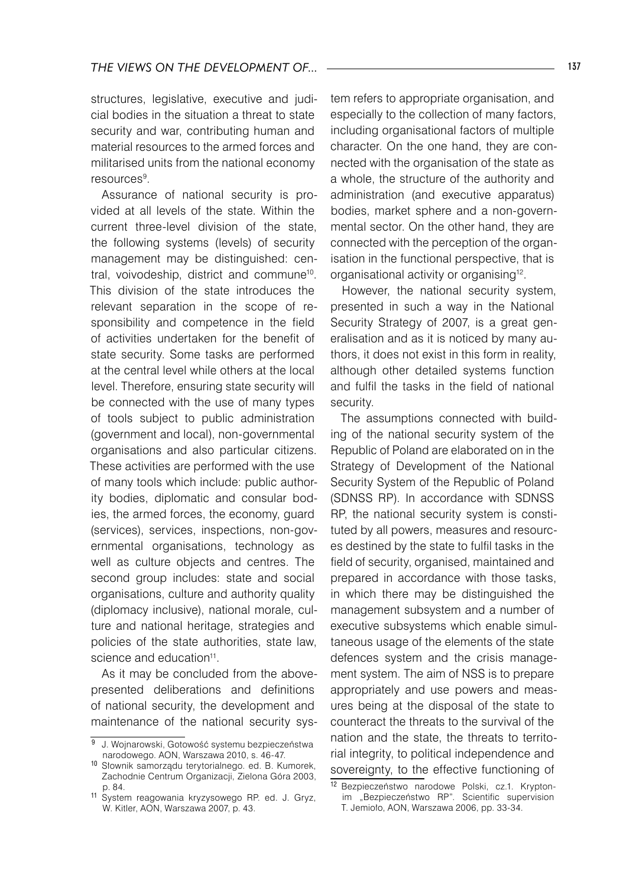structures, legislative, executive and judicial bodies in the situation a threat to state security and war, contributing human and material resources to the armed forces and militarised units from the national economy resources[9].

Assurance of national security is provided at all levels of the state. Within the current three-level division of the state, the following systems (levels) of security management may be distinguished: central, voivodeship, district and commune[10]. This division of the state introduces the relevant separation in the scope of responsibility and competence in the field of activities undertaken for the benefit of state security. Some tasks are performed at the central level while others at the local level. Therefore, ensuring state security will be connected with the use of many types of tools subject to public administration (government and local), non-governmental organisations and also particular citizens. These activities are performed with the use of many tools which include: public authority bodies, diplomatic and consular bodies, the armed forces, the economy, guard (services), services, inspections, non-governmental organisations, technology as well as culture objects and centres. The second group includes: state and social organisations, culture and authority quality (diplomacy inclusive), national morale, culture and national heritage, strategies and policies of the state authorities, state law, science and education[11].

As it may be concluded from the above-presented deliberations and definitions of national security, the development and maintenance of the national security system refers to appropriate organisation, and especially to the collection of many factors, including organisational factors of multiple character. On the one hand, they are connected with the organisation of the state as a whole, the structure of the authority and administration (and executive apparatus) bodies, market sphere and a non-governmental sector. On the other hand, they are connected with the perception of the organisation in the functional perspective, that is organisational activity or organising[12].

However, the national security system, presented in such a way in the National Security Strategy of 2007, is a great generalisation and as it is noticed by many authors, it does not exist in this form in reality, although other detailed systems function and fulfil the tasks in the field of national security.

The assumptions connected with building of the national security system of the Republic of Poland are elaborated on in the Strategy of Development of the National Security System of the Republic of Poland (SDNSS RP). In accordance with SDNSS RP, the national security system is constituted by all powers, measures and resources destined by the state to fulfil tasks in the field of security, organised, maintained and prepared in accordance with those tasks, in which there may be distinguished the management subsystem and a number of executive subsystems which enable simultaneous usage of the elements of the state defences system and the crisis management system. The aim of NSS is to prepare appropriately and use powers and measures being at the disposal of the state to counteract the threats to the survival of the nation and the state, the threats to territorial integrity, to political independence and sovereignty, to the effective functioning of

---

[9] J. Wojnarowski, Gotowość systemu bezpieczeństwa narodowego. AON, Warszawa 2010, s. 46-47.

[10] Słownik samorządu terytorialnego. ed. B. Kumorek, Zachodnie Centrum Organizacji, Zielona Góra 2003, p. 84.

[11] System reagowania kryzysowego RP. ed. J. Gryz, W. Kitler, AON, Warszawa 2007, p. 43.

[12] Bezpieczeństwo narodowe Polski, cz.1. Kryptonim „Bezpieczeństwo RP". Scientific supervision T. Jemioło, AON, Warszawa 2006, pp. 33-34.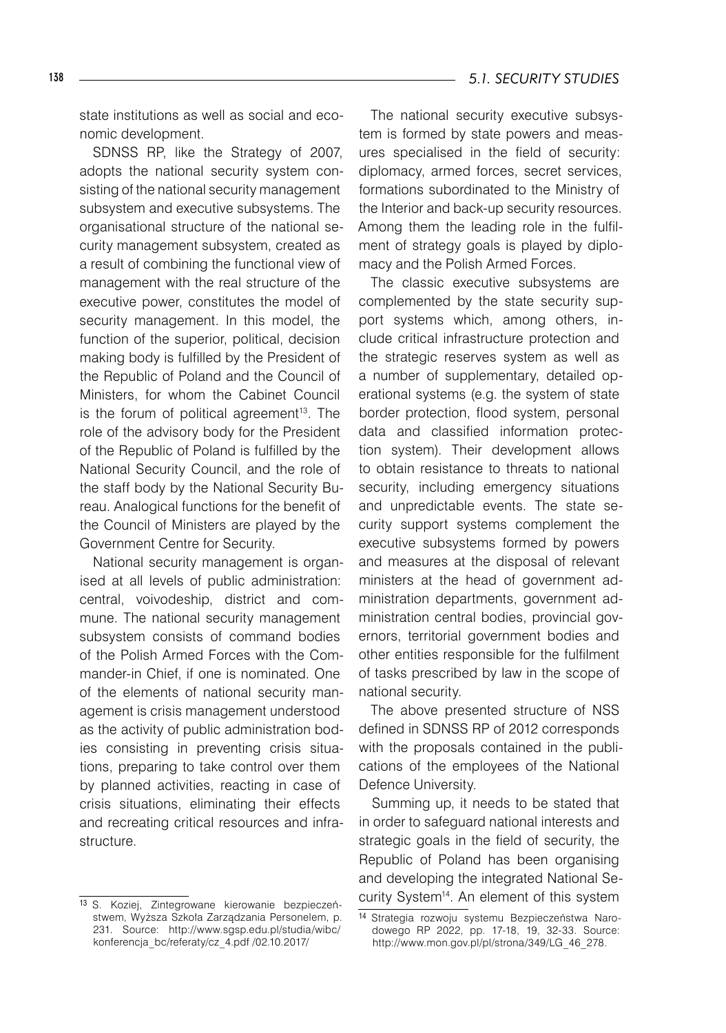state institutions as well as social and economic development.

SDNSS RP, like the Strategy of 2007, adopts the national security system consisting of the national security management subsystem and executive subsystems. The organisational structure of the national security management subsystem, created as a result of combining the functional view of management with the real structure of the executive power, constitutes the model of security management. In this model, the function of the superior, political, decision making body is fulfilled by the President of the Republic of Poland and the Council of Ministers, for whom the Cabinet Council is the forum of political agreement[13]. The role of the advisory body for the President of the Republic of Poland is fulfilled by the National Security Council, and the role of the staff body by the National Security Bureau. Analogical functions for the benefit of the Council of Ministers are played by the Government Centre for Security.

National security management is organised at all levels of public administration: central, voivodeship, district and commune. The national security management subsystem consists of command bodies of the Polish Armed Forces with the Commander-in Chief, if one is nominated. One of the elements of national security management is crisis management understood as the activity of public administration bodies consisting in preventing crisis situations, preparing to take control over them by planned activities, reacting in case of crisis situations, eliminating their effects and recreating critical resources and infrastructure.

The national security executive subsystem is formed by state powers and measures specialised in the field of security: diplomacy, armed forces, secret services, formations subordinated to the Ministry of the Interior and back-up security resources. Among them the leading role in the fulfilment of strategy goals is played by diplomacy and the Polish Armed Forces.

The classic executive subsystems are complemented by the state security support systems which, among others, include critical infrastructure protection and the strategic reserves system as well as a number of supplementary, detailed operational systems (e.g. the system of state border protection, flood system, personal data and classified information protection system). Their development allows to obtain resistance to threats to national security, including emergency situations and unpredictable events. The state security support systems complement the executive subsystems formed by powers and measures at the disposal of relevant ministers at the head of government administration departments, government administration central bodies, provincial governors, territorial government bodies and other entities responsible for the fulfilment of tasks prescribed by law in the scope of national security.

The above presented structure of NSS defined in SDNSS RP of 2012 corresponds with the proposals contained in the publications of the employees of the National Defence University.

Summing up, it needs to be stated that in order to safeguard national interests and strategic goals in the field of security, the Republic of Poland has been organising and developing the integrated National Security System[14]. An element of this system

---

[13] S. Koziej, Zintegrowane kierowanie bezpieczeństwem, Wyższa Szkoła Zarządzania Personelem, p. 231. Source: http://www.sgsp.edu.pl/studia/wibc/konferencja_bc/referaty/cz_4.pdf /02.10.2017/

[14] Strategia rozwoju systemu Bezpieczeństwa Narodowego RP 2022, pp. 17-18, 19, 32-33. Source: http://www.mon.gov.pl/pl/strona/349/LG_46_278.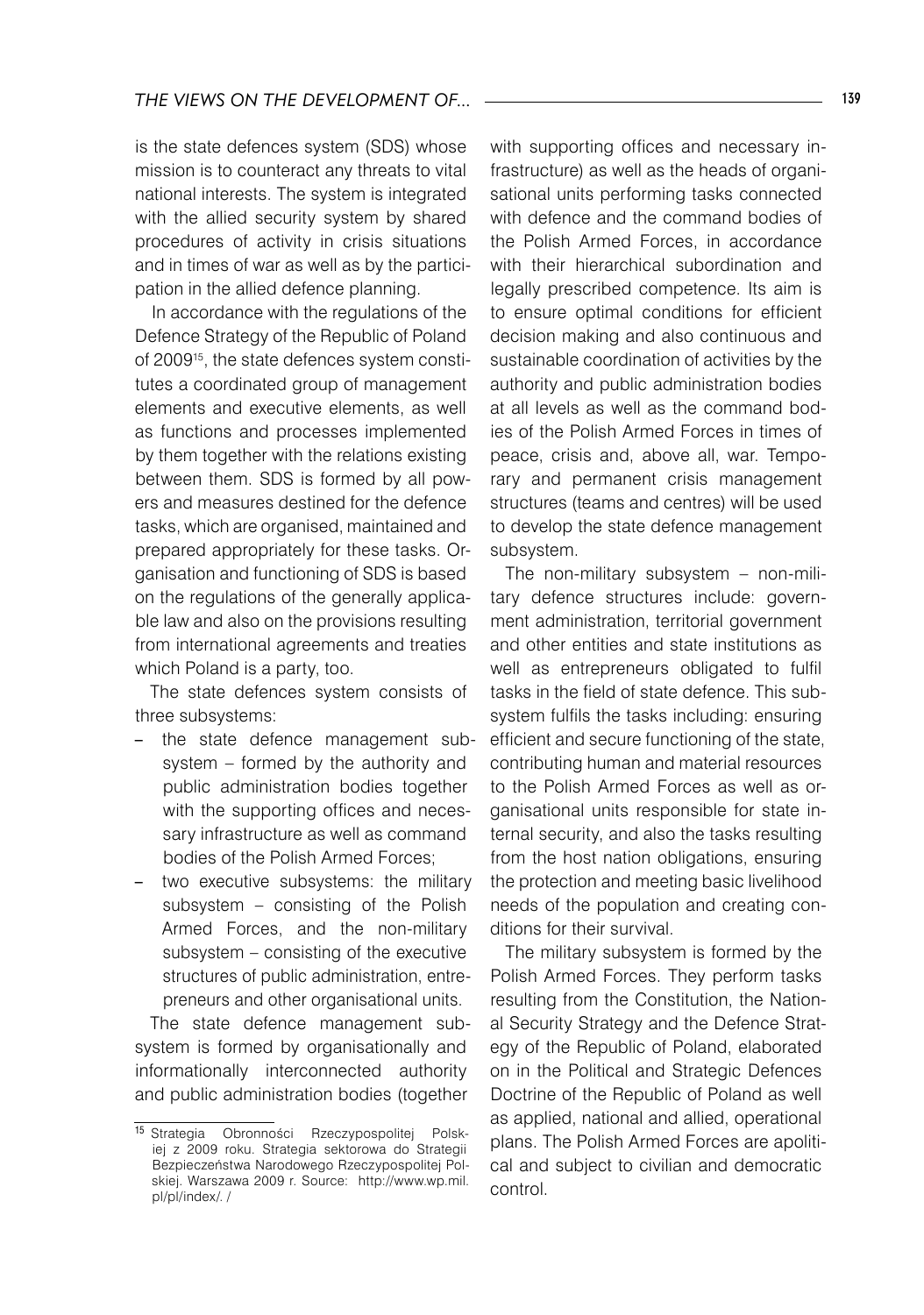is the state defences system (SDS) whose mission is to counteract any threats to vital national interests. The system is integrated with the allied security system by shared procedures of activity in crisis situations and in times of war as well as by the participation in the allied defence planning.

In accordance with the regulations of the Defence Strategy of the Republic of Poland of 2009[15], the state defences system constitutes a coordinated group of management elements and executive elements, as well as functions and processes implemented by them together with the relations existing between them. SDS is formed by all powers and measures destined for the defence tasks, which are organised, maintained and prepared appropriately for these tasks. Organisation and functioning of SDS is based on the regulations of the generally applicable law and also on the provisions resulting from international agreements and treaties which Poland is a party, too.

The state defences system consists of three subsystems:

- the state defence management subsystem – formed by the authority and public administration bodies together with the supporting offices and necessary infrastructure as well as command bodies of the Polish Armed Forces;
- two executive subsystems: the military subsystem – consisting of the Polish Armed Forces, and the non-military subsystem – consisting of the executive structures of public administration, entrepreneurs and other organisational units.

The state defence management subsystem is formed by organisationally and informationally interconnected authority and public administration bodies (together with supporting offices and necessary infrastructure) as well as the heads of organisational units performing tasks connected with defence and the command bodies of the Polish Armed Forces, in accordance with their hierarchical subordination and legally prescribed competence. Its aim is to ensure optimal conditions for efficient decision making and also continuous and sustainable coordination of activities by the authority and public administration bodies at all levels as well as the command bodies of the Polish Armed Forces in times of peace, crisis and, above all, war. Temporary and permanent crisis management structures (teams and centres) will be used to develop the state defence management subsystem.

The non-military subsystem – non-military defence structures include: government administration, territorial government and other entities and state institutions as well as entrepreneurs obligated to fulfil tasks in the field of state defence. This subsystem fulfils the tasks including: ensuring efficient and secure functioning of the state, contributing human and material resources to the Polish Armed Forces as well as organisational units responsible for state internal security, and also the tasks resulting from the host nation obligations, ensuring the protection and meeting basic livelihood needs of the population and creating conditions for their survival.

The military subsystem is formed by the Polish Armed Forces. They perform tasks resulting from the Constitution, the National Security Strategy and the Defence Strategy of the Republic of Poland, elaborated on in the Political and Strategic Defences Doctrine of the Republic of Poland as well as applied, national and allied, operational plans. The Polish Armed Forces are apolitical and subject to civilian and democratic control.

---

[15] Strategia Obronności Rzeczypospolitej Polskiej z 2009 roku. Strategia sektorowa do Strategii Bezpieczeństwa Narodowego Rzeczypospolitej Polskiej. Warszawa 2009 r. Source: http://www.wp.mil.pl/pl/index/. /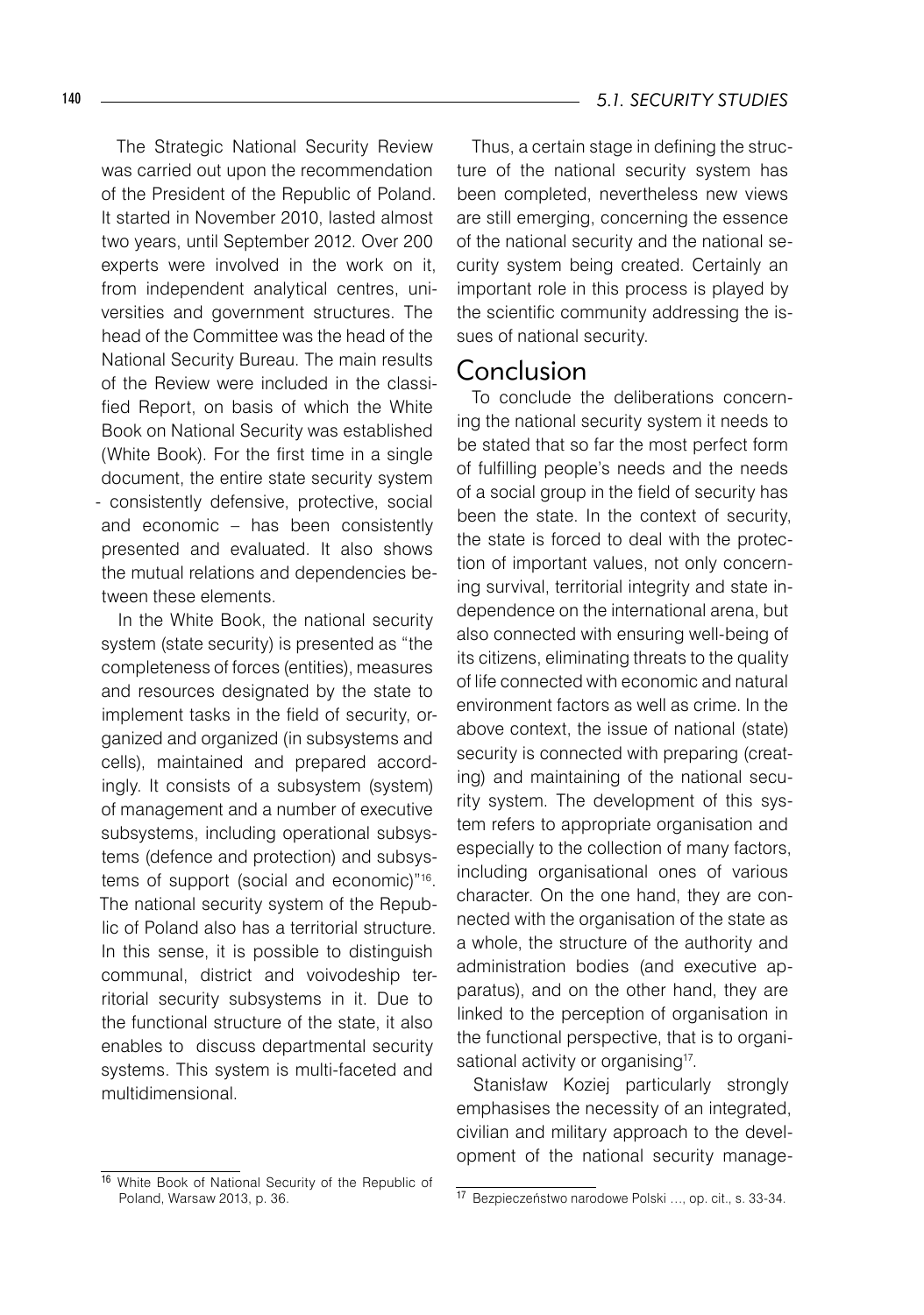The Strategic National Security Review was carried out upon the recommendation of the President of the Republic of Poland. It started in November 2010, lasted almost two years, until September 2012. Over 200 experts were involved in the work on it, from independent analytical centres, universities and government structures. The head of the Committee was the head of the National Security Bureau. The main results of the Review were included in the classified Report, on basis of which the White Book on National Security was established (White Book). For the first time in a single document, the entire state security system - consistently defensive, protective, social and economic – has been consistently presented and evaluated. It also shows the mutual relations and dependencies between these elements.

In the White Book, the national security system (state security) is presented as "the completeness of forces (entities), measures and resources designated by the state to implement tasks in the field of security, organized and organized (in subsystems and cells), maintained and prepared accordingly. It consists of a subsystem (system) of management and a number of executive subsystems, including operational subsystems (defence and protection) and subsystems of support (social and economic)"[16]. The national security system of the Republic of Poland also has a territorial structure. In this sense, it is possible to distinguish communal, district and voivodeship territorial security subsystems in it. Due to the functional structure of the state, it also enables to discuss departmental security systems. This system is multi-faceted and multidimensional.

Thus, a certain stage in defining the structure of the national security system has been completed, nevertheless new views are still emerging, concerning the essence of the national security and the national security system being created. Certainly an important role in this process is played by the scientific community addressing the issues of national security.

## Conclusion

To conclude the deliberations concerning the national security system it needs to be stated that so far the most perfect form of fulfilling people's needs and the needs of a social group in the field of security has been the state. In the context of security, the state is forced to deal with the protection of important values, not only concerning survival, territorial integrity and state independence on the international arena, but also connected with ensuring well-being of its citizens, eliminating threats to the quality of life connected with economic and natural environment factors as well as crime. In the above context, the issue of national (state) security is connected with preparing (creating) and maintaining of the national security system. The development of this system refers to appropriate organisation and especially to the collection of many factors, including organisational ones of various character. On the one hand, they are connected with the organisation of the state as a whole, the structure of the authority and administration bodies (and executive apparatus), and on the other hand, they are linked to the perception of organisation in the functional perspective, that is to organisational activity or organising[17].

Stanisław Koziej particularly strongly emphasises the necessity of an integrated, civilian and military approach to the development of the national security manage-

[16] White Book of National Security of the Republic of Poland, Warsaw 2013, p. 36.

[17] Bezpieczeństwo narodowe Polski …, op. cit., s. 33-34.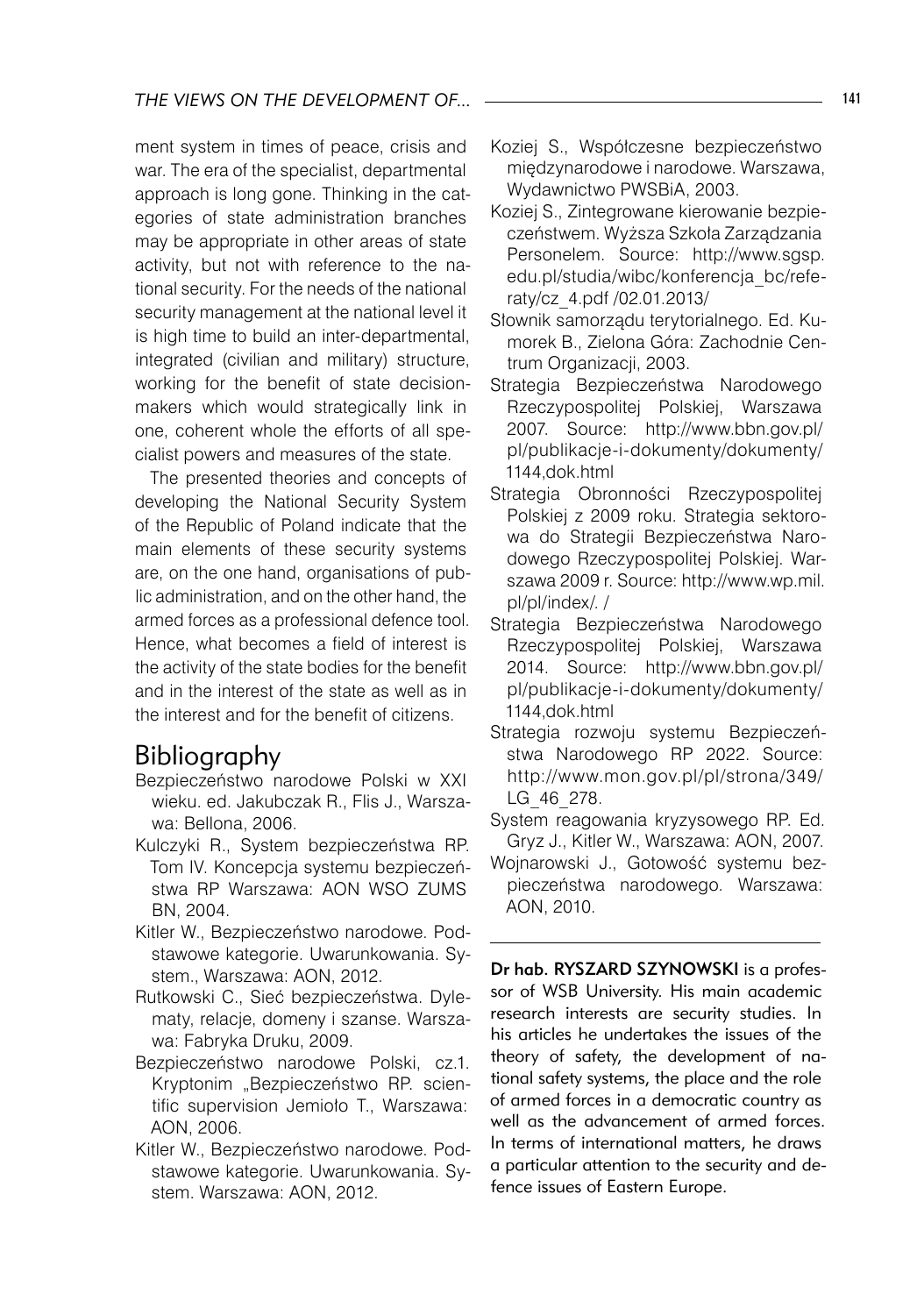ment system in times of peace, crisis and war. The era of the specialist, departmental approach is long gone. Thinking in the categories of state administration branches may be appropriate in other areas of state activity, but not with reference to the national security. For the needs of the national security management at the national level it is high time to build an inter-departmental, integrated (civilian and military) structure, working for the benefit of state decision-makers which would strategically link in one, coherent whole the efforts of all specialist powers and measures of the state.

The presented theories and concepts of developing the National Security System of the Republic of Poland indicate that the main elements of these security systems are, on the one hand, organisations of public administration, and on the other hand, the armed forces as a professional defence tool. Hence, what becomes a field of interest is the activity of the state bodies for the benefit and in the interest of the state as well as in the interest and for the benefit of citizens.

## Bibliography

Bezpieczeństwo narodowe Polski w XXI wieku. ed. Jakubczak R., Flis J., Warszawa: Bellona, 2006.

Kulczyki R., System bezpieczeństwa RP. Tom IV. Koncepcja systemu bezpieczeństwa RP Warszawa: AON WSO ZUMS BN, 2004.

Kitler W., Bezpieczeństwo narodowe. Podstawowe kategorie. Uwarunkowania. System., Warszawa: AON, 2012.

Rutkowski C., Sieć bezpieczeństwa. Dylematy, relacje, domeny i szanse. Warszawa: Fabryka Druku, 2009.

Bezpieczeństwo narodowe Polski, cz.1. Kryptonim „Bezpieczeństwo RP. scientific supervision Jemioło T., Warszawa: AON, 2006.

Kitler W., Bezpieczeństwo narodowe. Podstawowe kategorie. Uwarunkowania. System. Warszawa: AON, 2012.

Koziej S., Współczesne bezpieczeństwo międzynarodowe i narodowe. Warszawa, Wydawnictwo PWSBiA, 2003.

Koziej S., Zintegrowane kierowanie bezpieczeństwem. Wyższa Szkoła Zarządzania Personelem. Source: http://www.sgsp.edu.pl/studia/wibc/konferencja_bc/referaty/cz_4.pdf /02.01.2013/

Słownik samorządu terytorialnego. Ed. Kumorek B., Zielona Góra: Zachodnie Centrum Organizacji, 2003.

Strategia Bezpieczeństwa Narodowego Rzeczypospolitej Polskiej, Warszawa 2007. Source: http://www.bbn.gov.pl/pl/publikacje-i-dokumenty/dokumenty/1144,dok.html

Strategia Obronności Rzeczypospolitej Polskiej z 2009 roku. Strategia sektorowa do Strategii Bezpieczeństwa Narodowego Rzeczypospolitej Polskiej. Warszawa 2009 r. Source: http://www.wp.mil.pl/pl/index/. /

Strategia Bezpieczeństwa Narodowego Rzeczypospolitej Polskiej, Warszawa 2014. Source: http://www.bbn.gov.pl/pl/publikacje-i-dokumenty/dokumenty/1144,dok.html

Strategia rozwoju systemu Bezpieczeństwa Narodowego RP 2022. Source: http://www.mon.gov.pl/pl/strona/349/LG_46_278.

System reagowania kryzysowego RP. Ed. Gryz J., Kitler W., Warszawa: AON, 2007.

Wojnarowski J., Gotowość systemu bezpieczeństwa narodowego. Warszawa: AON, 2010.

---

**Dr hab. RYSZARD SZYNOWSKI** is a professor of WSB University. His main academic research interests are security studies. In his articles he undertakes the issues of the theory of safety, the development of national safety systems, the place and the role of armed forces in a democratic country as well as the advancement of armed forces. In terms of international matters, he draws a particular attention to the security and defence issues of Eastern Europe.